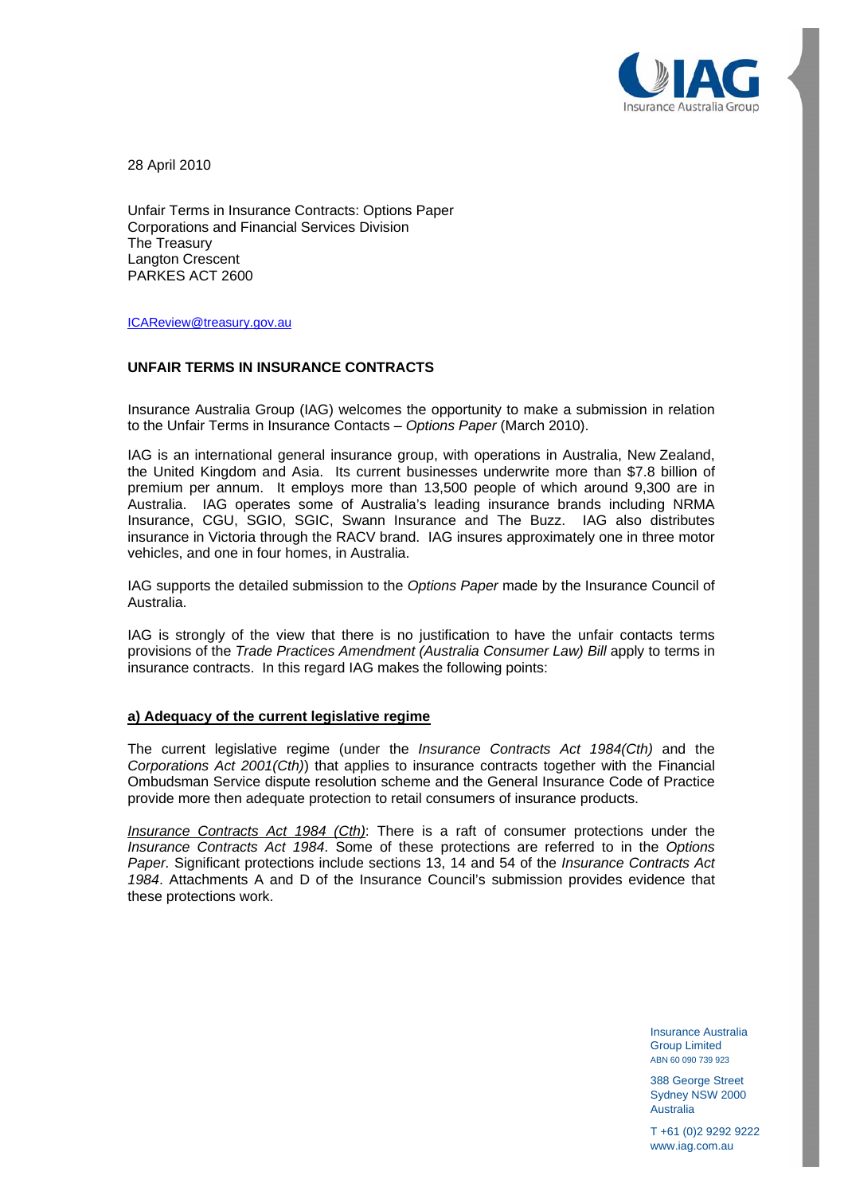28 April 2010

Unfair Terms in Insurance Contracts: Options Paper
Corporations and Financial Services Division
The Treasury
Langton Crescent
PARKES ACT 2600

ICAReview@treasury.gov.au

**UNFAIR TERMS IN INSURANCE CONTRACTS**

Insurance Australia Group (IAG) welcomes the opportunity to make a submission in relation to the Unfair Terms in Insurance Contacts – *Options Paper* (March 2010).

IAG is an international general insurance group, with operations in Australia, New Zealand, the United Kingdom and Asia. Its current businesses underwrite more than $7.8 billion of premium per annum. It employs more than 13,500 people of which around 9,300 are in Australia. IAG operates some of Australia's leading insurance brands including NRMA Insurance, CGU, SGIO, SGIC, Swann Insurance and The Buzz. IAG also distributes insurance in Victoria through the RACV brand. IAG insures approximately one in three motor vehicles, and one in four homes, in Australia.

IAG supports the detailed submission to the *Options Paper* made by the Insurance Council of Australia.

IAG is strongly of the view that there is no justification to have the unfair contacts terms provisions of the *Trade Practices Amendment (Australia Consumer Law) Bill* apply to terms in insurance contracts. In this regard IAG makes the following points:

**a) Adequacy of the current legislative regime**

The current legislative regime (under the *Insurance Contracts Act 1984(Cth)* and the *Corporations Act 2001(Cth)*) that applies to insurance contracts together with the Financial Ombudsman Service dispute resolution scheme and the General Insurance Code of Practice provide more then adequate protection to retail consumers of insurance products.

*Insurance Contracts Act 1984 (Cth)*: There is a raft of consumer protections under the *Insurance Contracts Act 1984*. Some of these protections are referred to in the *Options Paper.* Significant protections include sections 13, 14 and 54 of the *Insurance Contracts Act 1984*. Attachments A and D of the Insurance Council's submission provides evidence that these protections work.

Insurance Australia Group Limited
ABN 60 090 739 923

388 George Street
Sydney NSW 2000
Australia

T +61 (0)2 9292 9222
www.iag.com.au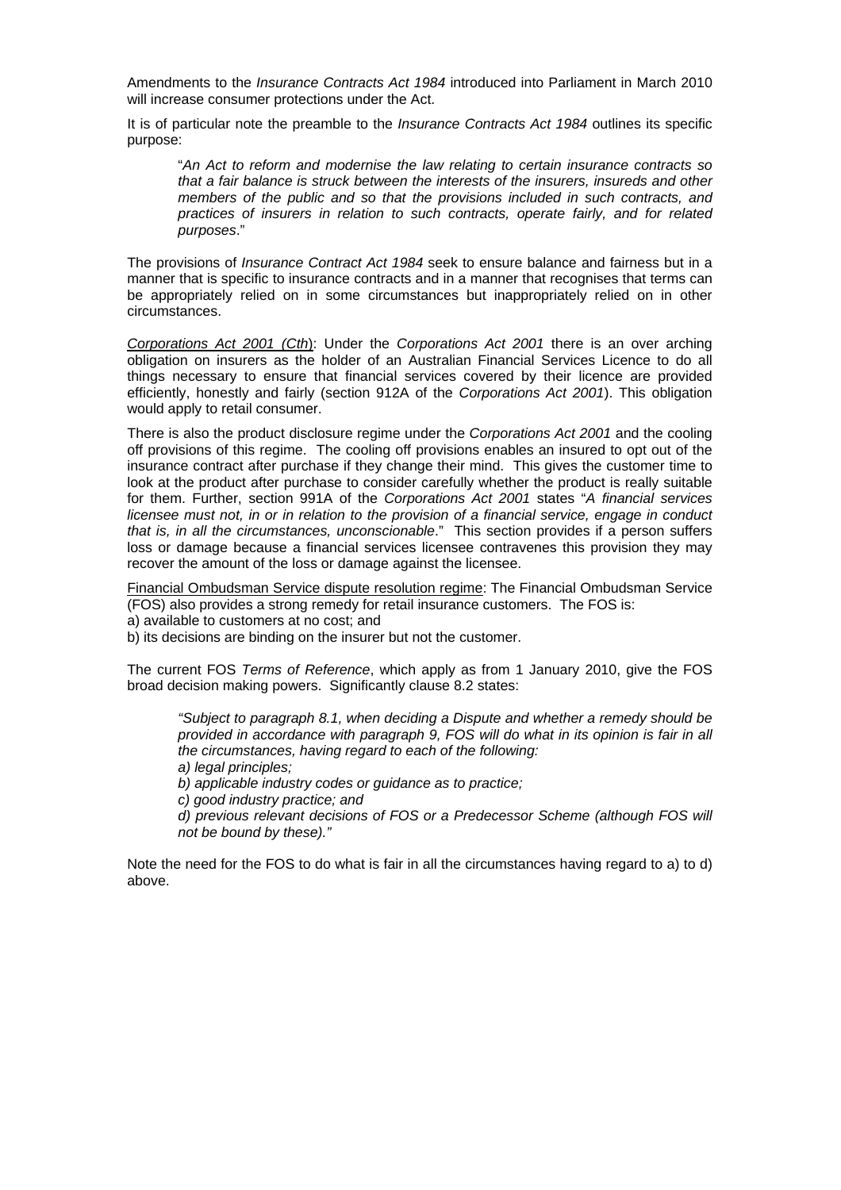Amendments to the *Insurance Contracts Act 1984* introduced into Parliament in March 2010 will increase consumer protections under the Act.

It is of particular note the preamble to the *Insurance Contracts Act 1984* outlines its specific purpose:

> "*An Act to reform and modernise the law relating to certain insurance contracts so that a fair balance is struck between the interests of the insurers, insureds and other members of the public and so that the provisions included in such contracts, and practices of insurers in relation to such contracts, operate fairly, and for related purposes*."

The provisions of *Insurance Contract Act 1984* seek to ensure balance and fairness but in a manner that is specific to insurance contracts and in a manner that recognises that terms can be appropriately relied on in some circumstances but inappropriately relied on in other circumstances.

<u>*Corporations Act 2001 (Cth)*</u>: Under the *Corporations Act 2001* there is an over arching obligation on insurers as the holder of an Australian Financial Services Licence to do all things necessary to ensure that financial services covered by their licence are provided efficiently, honestly and fairly (section 912A of the *Corporations Act 2001*). This obligation would apply to retail consumer.

There is also the product disclosure regime under the *Corporations Act 2001* and the cooling off provisions of this regime. The cooling off provisions enables an insured to opt out of the insurance contract after purchase if they change their mind. This gives the customer time to look at the product after purchase to consider carefully whether the product is really suitable for them. Further, section 991A of the *Corporations Act 2001* states "*A financial services licensee must not, in or in relation to the provision of a financial service, engage in conduct that is, in all the circumstances, unconscionable*." This section provides if a person suffers loss or damage because a financial services licensee contravenes this provision they may recover the amount of the loss or damage against the licensee.

<u>Financial Ombudsman Service dispute resolution regime</u>: The Financial Ombudsman Service (FOS) also provides a strong remedy for retail insurance customers. The FOS is:
a) available to customers at no cost; and
b) its decisions are binding on the insurer but not the customer.

The current FOS *Terms of Reference*, which apply as from 1 January 2010, give the FOS broad decision making powers. Significantly clause 8.2 states:

> *"Subject to paragraph 8.1, when deciding a Dispute and whether a remedy should be provided in accordance with paragraph 9, FOS will do what in its opinion is fair in all the circumstances, having regard to each of the following:*
> *a) legal principles;*
> *b) applicable industry codes or guidance as to practice;*
> *c) good industry practice; and*
> *d) previous relevant decisions of FOS or a Predecessor Scheme (although FOS will not be bound by these)."*

Note the need for the FOS to do what is fair in all the circumstances having regard to a) to d) above.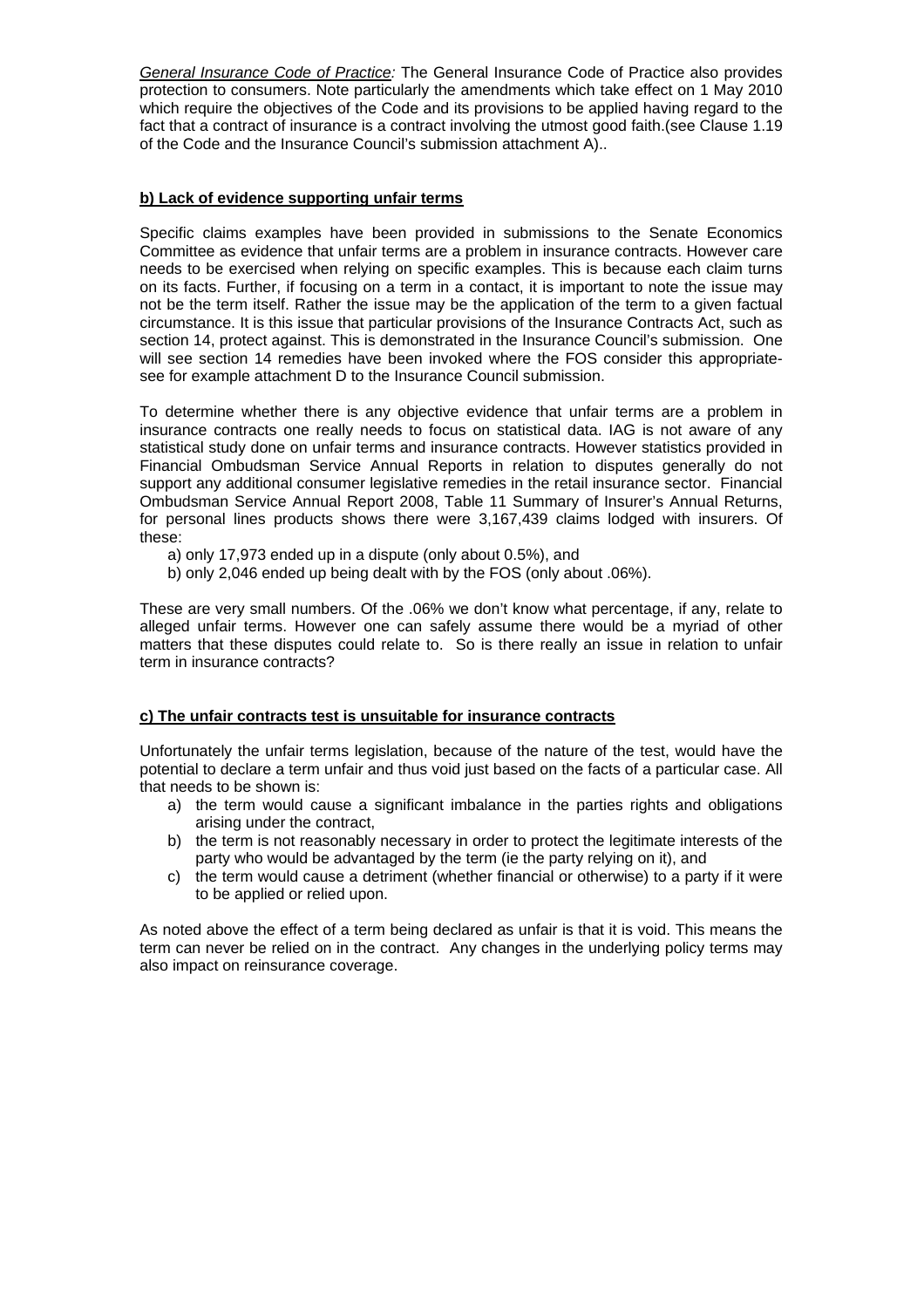*General Insurance Code of Practice:* The General Insurance Code of Practice also provides protection to consumers. Note particularly the amendments which take effect on 1 May 2010 which require the objectives of the Code and its provisions to be applied having regard to the fact that a contract of insurance is a contract involving the utmost good faith.(see Clause 1.19 of the Code and the Insurance Council's submission attachment A)..

**b) Lack of evidence supporting unfair terms**

Specific claims examples have been provided in submissions to the Senate Economics Committee as evidence that unfair terms are a problem in insurance contracts. However care needs to be exercised when relying on specific examples. This is because each claim turns on its facts. Further, if focusing on a term in a contact, it is important to note the issue may not be the term itself. Rather the issue may be the application of the term to a given factual circumstance. It is this issue that particular provisions of the Insurance Contracts Act, such as section 14, protect against. This is demonstrated in the Insurance Council's submission. One will see section 14 remedies have been invoked where the FOS consider this appropriate- see for example attachment D to the Insurance Council submission.

To determine whether there is any objective evidence that unfair terms are a problem in insurance contracts one really needs to focus on statistical data. IAG is not aware of any statistical study done on unfair terms and insurance contracts. However statistics provided in Financial Ombudsman Service Annual Reports in relation to disputes generally do not support any additional consumer legislative remedies in the retail insurance sector. Financial Ombudsman Service Annual Report 2008, Table 11 Summary of Insurer's Annual Returns, for personal lines products shows there were 3,167,439 claims lodged with insurers. Of these:

a) only 17,973 ended up in a dispute (only about 0.5%), and
b) only 2,046 ended up being dealt with by the FOS (only about .06%).

These are very small numbers. Of the .06% we don't know what percentage, if any, relate to alleged unfair terms. However one can safely assume there would be a myriad of other matters that these disputes could relate to. So is there really an issue in relation to unfair term in insurance contracts?

**c) The unfair contracts test is unsuitable for insurance contracts**

Unfortunately the unfair terms legislation, because of the nature of the test, would have the potential to declare a term unfair and thus void just based on the facts of a particular case. All that needs to be shown is:

a) the term would cause a significant imbalance in the parties rights and obligations arising under the contract,
b) the term is not reasonably necessary in order to protect the legitimate interests of the party who would be advantaged by the term (ie the party relying on it), and
c) the term would cause a detriment (whether financial or otherwise) to a party if it were to be applied or relied upon.

As noted above the effect of a term being declared as unfair is that it is void. This means the term can never be relied on in the contract. Any changes in the underlying policy terms may also impact on reinsurance coverage.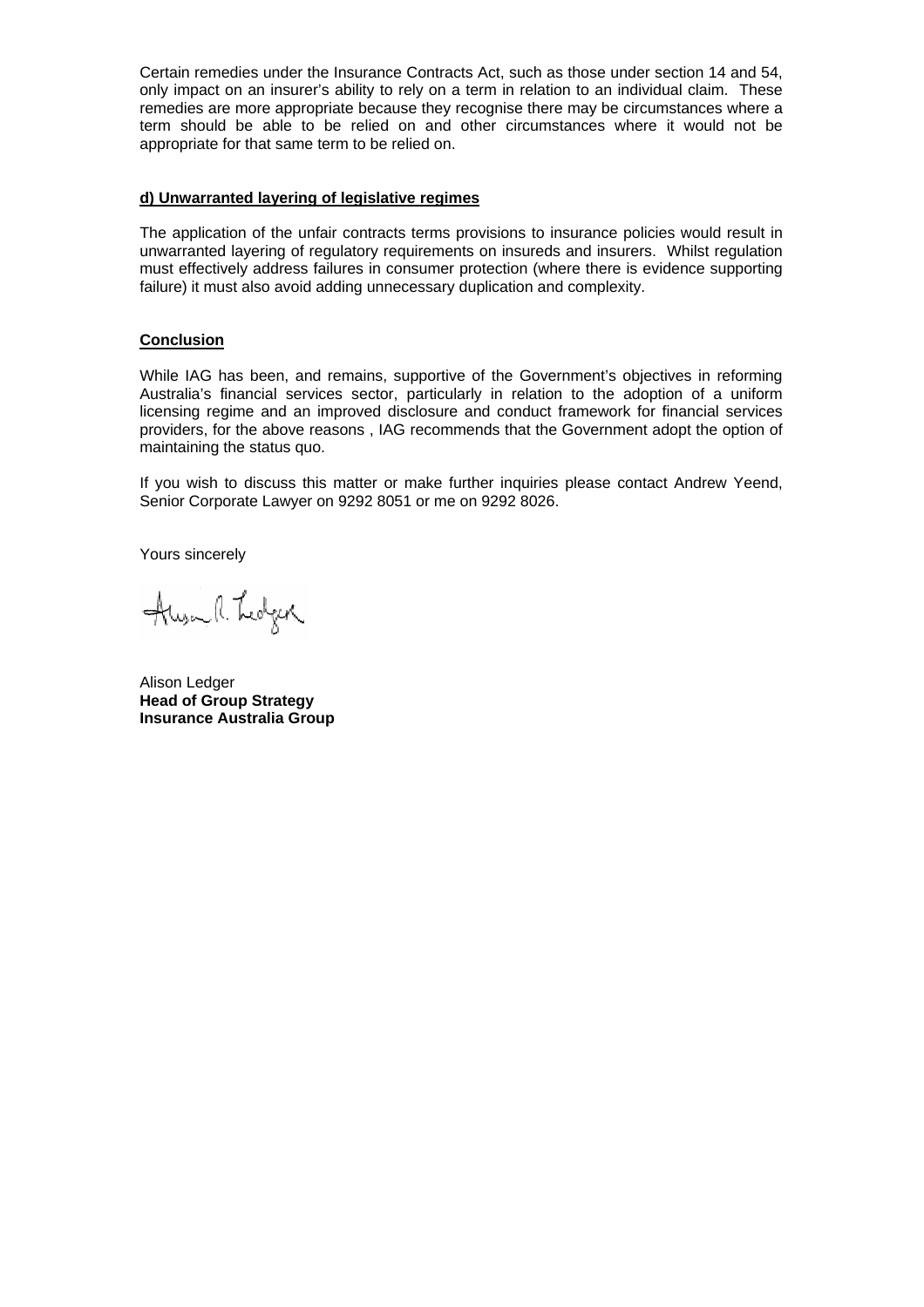Certain remedies under the Insurance Contracts Act, such as those under section 14 and 54, only impact on an insurer's ability to rely on a term in relation to an individual claim. These remedies are more appropriate because they recognise there may be circumstances where a term should be able to be relied on and other circumstances where it would not be appropriate for that same term to be relied on.

**d) Unwarranted layering of legislative regimes**

The application of the unfair contracts terms provisions to insurance policies would result in unwarranted layering of regulatory requirements on insureds and insurers. Whilst regulation must effectively address failures in consumer protection (where there is evidence supporting failure) it must also avoid adding unnecessary duplication and complexity.

**Conclusion**

While IAG has been, and remains, supportive of the Government's objectives in reforming Australia's financial services sector, particularly in relation to the adoption of a uniform licensing regime and an improved disclosure and conduct framework for financial services providers, for the above reasons , IAG recommends that the Government adopt the option of maintaining the status quo.

If you wish to discuss this matter or make further inquiries please contact Andrew Yeend, Senior Corporate Lawyer on 9292 8051 or me on 9292 8026.

Yours sincerely

Alison Ledger
**Head of Group Strategy**
**Insurance Australia Group**